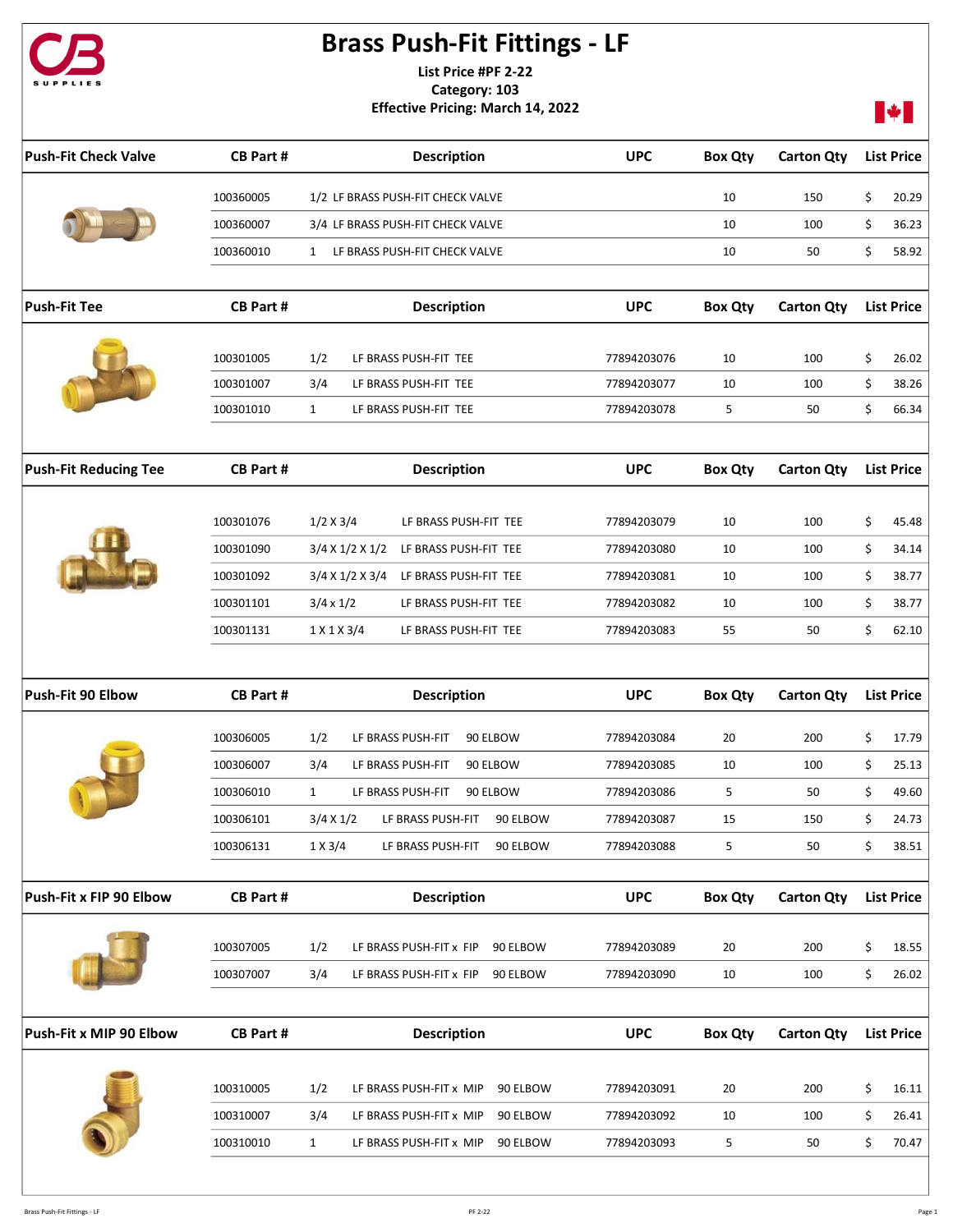# Brass Push-Fit Fittings - LF

**List Price #PF 2-22**
**Category: 103**
**Effective Pricing: March 14, 2022**

| Push-Fit Check Valve | CB Part # | Description | UPC | Box Qty | Carton Qty | List Price |
|---|---|---|---|---|---|---|
| | 100360005 | 1/2 LF BRASS PUSH-FIT CHECK VALVE | | 10 | 150 | $ 20.29 |
| | 100360007 | 3/4 LF BRASS PUSH-FIT CHECK VALVE | | 10 | 100 | $ 36.23 |
| | 100360010 | 1 LF BRASS PUSH-FIT CHECK VALVE | | 10 | 50 | $ 58.92 |

| Push-Fit Tee | CB Part # | Description | UPC | Box Qty | Carton Qty | List Price |
|---|---|---|---|---|---|---|
| | 100301005 | 1/2 LF BRASS PUSH-FIT TEE | 77894203076 | 10 | 100 | $ 26.02 |
| | 100301007 | 3/4 LF BRASS PUSH-FIT TEE | 77894203077 | 10 | 100 | $ 38.26 |
| | 100301010 | 1 LF BRASS PUSH-FIT TEE | 77894203078 | 5 | 50 | $ 66.34 |

| Push-Fit Reducing Tee | CB Part # | Description | UPC | Box Qty | Carton Qty | List Price |
|---|---|---|---|---|---|---|
| | 100301076 | 1/2 X 3/4 LF BRASS PUSH-FIT TEE | 77894203079 | 10 | 100 | $ 45.48 |
| | 100301090 | 3/4 X 1/2 X 1/2 LF BRASS PUSH-FIT TEE | 77894203080 | 10 | 100 | $ 34.14 |
| | 100301092 | 3/4 X 1/2 X 3/4 LF BRASS PUSH-FIT TEE | 77894203081 | 10 | 100 | $ 38.77 |
| | 100301101 | 3/4 x 1/2 LF BRASS PUSH-FIT TEE | 77894203082 | 10 | 100 | $ 38.77 |
| | 100301131 | 1 X 1 X 3/4 LF BRASS PUSH-FIT TEE | 77894203083 | 55 | 50 | $ 62.10 |

| Push-Fit 90 Elbow | CB Part # | Description | UPC | Box Qty | Carton Qty | List Price |
|---|---|---|---|---|---|---|
| | 100306005 | 1/2 LF BRASS PUSH-FIT 90 ELBOW | 77894203084 | 20 | 200 | $ 17.79 |
| | 100306007 | 3/4 LF BRASS PUSH-FIT 90 ELBOW | 77894203085 | 10 | 100 | $ 25.13 |
| | 100306010 | 1 LF BRASS PUSH-FIT 90 ELBOW | 77894203086 | 5 | 50 | $ 49.60 |
| | 100306101 | 3/4 X 1/2 LF BRASS PUSH-FIT 90 ELBOW | 77894203087 | 15 | 150 | $ 24.73 |
| | 100306131 | 1 X 3/4 LF BRASS PUSH-FIT 90 ELBOW | 77894203088 | 5 | 50 | $ 38.51 |

| Push-Fit x FIP 90 Elbow | CB Part # | Description | UPC | Box Qty | Carton Qty | List Price |
|---|---|---|---|---|---|---|
| | 100307005 | 1/2 LF BRASS PUSH-FIT x FIP 90 ELBOW | 77894203089 | 20 | 200 | $ 18.55 |
| | 100307007 | 3/4 LF BRASS PUSH-FIT x FIP 90 ELBOW | 77894203090 | 10 | 100 | $ 26.02 |

| Push-Fit x MIP 90 Elbow | CB Part # | Description | UPC | Box Qty | Carton Qty | List Price |
|---|---|---|---|---|---|---|
| | 100310005 | 1/2 LF BRASS PUSH-FIT x MIP 90 ELBOW | 77894203091 | 20 | 200 | $ 16.11 |
| | 100310007 | 3/4 LF BRASS PUSH-FIT x MIP 90 ELBOW | 77894203092 | 10 | 100 | $ 26.41 |
| | 100310010 | 1 LF BRASS PUSH-FIT x MIP 90 ELBOW | 77894203093 | 5 | 50 | $ 70.47 |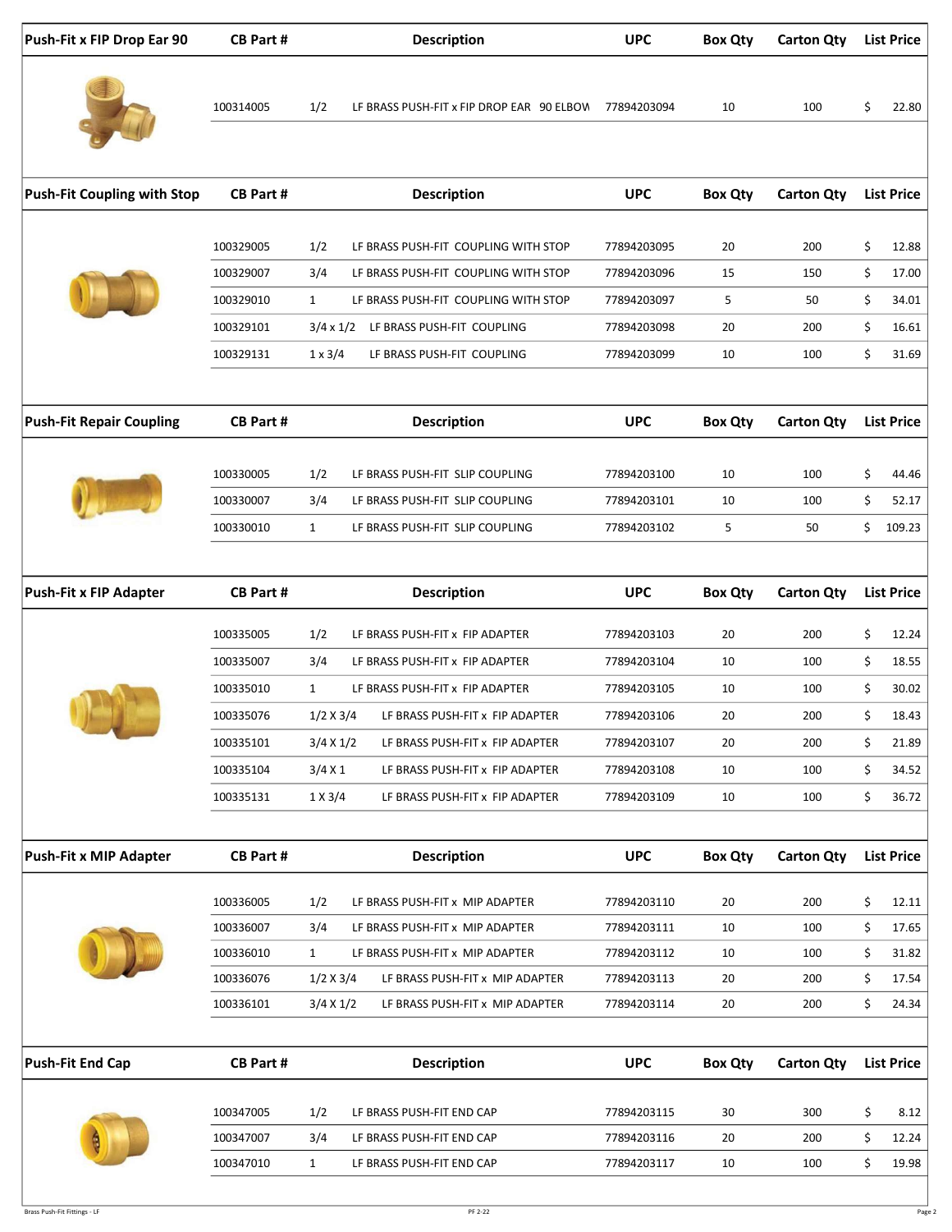| Push-Fit x FIP Drop Ear 90 | CB Part # | | Description | UPC | Box Qty | Carton Qty | List Price |
|---|---|---|---|---|---|---|---|
| | 100314005 | 1/2 | LF BRASS PUSH-FIT x FIP DROP EAR 90 ELBOW | 77894203094 | 10 | 100 | $ 22.80 |

| Push-Fit Coupling with Stop | CB Part # | | Description | UPC | Box Qty | Carton Qty | List Price |
|---|---|---|---|---|---|---|---|
| | 100329005 | 1/2 | LF BRASS PUSH-FIT COUPLING WITH STOP | 77894203095 | 20 | 200 | $ 12.88 |
| | 100329007 | 3/4 | LF BRASS PUSH-FIT COUPLING WITH STOP | 77894203096 | 15 | 150 | $ 17.00 |
| | 100329010 | 1 | LF BRASS PUSH-FIT COUPLING WITH STOP | 77894203097 | 5 | 50 | $ 34.01 |
| | 100329101 | 3/4 x 1/2 | LF BRASS PUSH-FIT COUPLING | 77894203098 | 20 | 200 | $ 16.61 |
| | 100329131 | 1 x 3/4 | LF BRASS PUSH-FIT COUPLING | 77894203099 | 10 | 100 | $ 31.69 |

| Push-Fit Repair Coupling | CB Part # | | Description | UPC | Box Qty | Carton Qty | List Price |
|---|---|---|---|---|---|---|---|
| | 100330005 | 1/2 | LF BRASS PUSH-FIT SLIP COUPLING | 77894203100 | 10 | 100 | $ 44.46 |
| | 100330007 | 3/4 | LF BRASS PUSH-FIT SLIP COUPLING | 77894203101 | 10 | 100 | $ 52.17 |
| | 100330010 | 1 | LF BRASS PUSH-FIT SLIP COUPLING | 77894203102 | 5 | 50 | $ 109.23 |

| Push-Fit x FIP Adapter | CB Part # | | Description | UPC | Box Qty | Carton Qty | List Price |
|---|---|---|---|---|---|---|---|
| | 100335005 | 1/2 | LF BRASS PUSH-FIT x FIP ADAPTER | 77894203103 | 20 | 200 | $ 12.24 |
| | 100335007 | 3/4 | LF BRASS PUSH-FIT x FIP ADAPTER | 77894203104 | 10 | 100 | $ 18.55 |
| | 100335010 | 1 | LF BRASS PUSH-FIT x FIP ADAPTER | 77894203105 | 10 | 100 | $ 30.02 |
| | 100335076 | 1/2 X 3/4 | LF BRASS PUSH-FIT x FIP ADAPTER | 77894203106 | 20 | 200 | $ 18.43 |
| | 100335101 | 3/4 X 1/2 | LF BRASS PUSH-FIT x FIP ADAPTER | 77894203107 | 20 | 200 | $ 21.89 |
| | 100335104 | 3/4 X 1 | LF BRASS PUSH-FIT x FIP ADAPTER | 77894203108 | 10 | 100 | $ 34.52 |
| | 100335131 | 1 X 3/4 | LF BRASS PUSH-FIT x FIP ADAPTER | 77894203109 | 10 | 100 | $ 36.72 |

| Push-Fit x MIP Adapter | CB Part # | | Description | UPC | Box Qty | Carton Qty | List Price |
|---|---|---|---|---|---|---|---|
| | 100336005 | 1/2 | LF BRASS PUSH-FIT x MIP ADAPTER | 77894203110 | 20 | 200 | $ 12.11 |
| | 100336007 | 3/4 | LF BRASS PUSH-FIT x MIP ADAPTER | 77894203111 | 10 | 100 | $ 17.65 |
| | 100336010 | 1 | LF BRASS PUSH-FIT x MIP ADAPTER | 77894203112 | 10 | 100 | $ 31.82 |
| | 100336076 | 1/2 X 3/4 | LF BRASS PUSH-FIT x MIP ADAPTER | 77894203113 | 20 | 200 | $ 17.54 |
| | 100336101 | 3/4 X 1/2 | LF BRASS PUSH-FIT x MIP ADAPTER | 77894203114 | 20 | 200 | $ 24.34 |

| Push-Fit End Cap | CB Part # | | Description | UPC | Box Qty | Carton Qty | List Price |
|---|---|---|---|---|---|---|---|
| | 100347005 | 1/2 | LF BRASS PUSH-FIT END CAP | 77894203115 | 30 | 300 | $ 8.12 |
| | 100347007 | 3/4 | LF BRASS PUSH-FIT END CAP | 77894203116 | 20 | 200 | $ 12.24 |
| | 100347010 | 1 | LF BRASS PUSH-FIT END CAP | 77894203117 | 10 | 100 | $ 19.98 |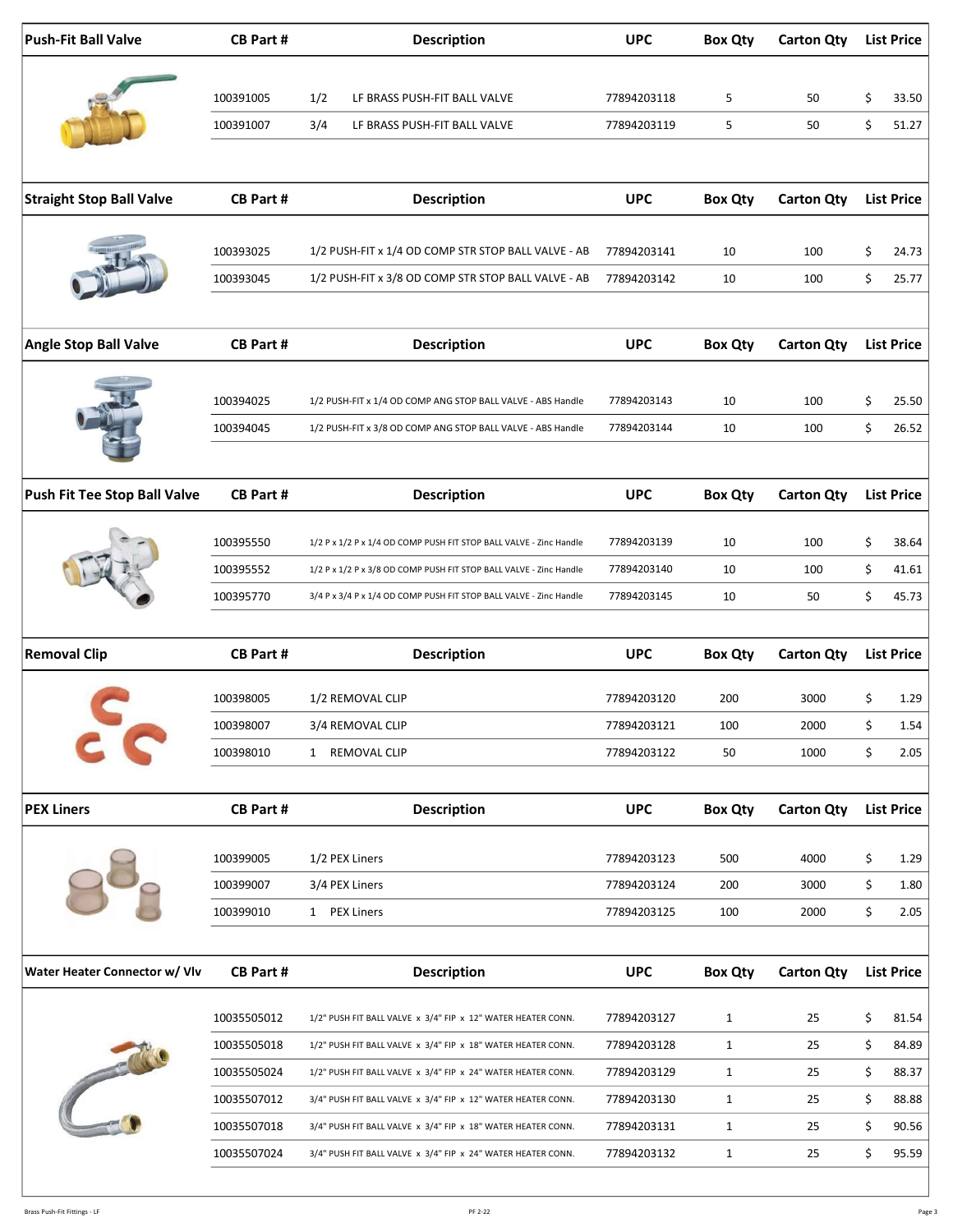| Push-Fit Ball Valve | CB Part # | Description | UPC | Box Qty | Carton Qty | List Price |
|---|---|---|---|---|---|---|
| | 100391005 | 1/2 LF BRASS PUSH-FIT BALL VALVE | 77894203118 | 5 | 50 | $ 33.50 |
| | 100391007 | 3/4 LF BRASS PUSH-FIT BALL VALVE | 77894203119 | 5 | 50 | $ 51.27 |

| Straight Stop Ball Valve | CB Part # | Description | UPC | Box Qty | Carton Qty | List Price |
|---|---|---|---|---|---|---|
| | 100393025 | 1/2 PUSH-FIT x 1/4 OD COMP STR STOP BALL VALVE - AB | 77894203141 | 10 | 100 | $ 24.73 |
| | 100393045 | 1/2 PUSH-FIT x 3/8 OD COMP STR STOP BALL VALVE - AB | 77894203142 | 10 | 100 | $ 25.77 |

| Angle Stop Ball Valve | CB Part # | Description | UPC | Box Qty | Carton Qty | List Price |
|---|---|---|---|---|---|---|
| | 100394025 | 1/2 PUSH-FIT x 1/4 OD COMP ANG STOP BALL VALVE - ABS Handle | 77894203143 | 10 | 100 | $ 25.50 |
| | 100394045 | 1/2 PUSH-FIT x 3/8 OD COMP ANG STOP BALL VALVE - ABS Handle | 77894203144 | 10 | 100 | $ 26.52 |

| Push Fit Tee Stop Ball Valve | CB Part # | Description | UPC | Box Qty | Carton Qty | List Price |
|---|---|---|---|---|---|---|
| | 100395550 | 1/2 P x 1/2 P x 1/4 OD COMP PUSH FIT STOP BALL VALVE - Zinc Handle | 77894203139 | 10 | 100 | $ 38.64 |
| | 100395552 | 1/2 P x 1/2 P x 3/8 OD COMP PUSH FIT STOP BALL VALVE - Zinc Handle | 77894203140 | 10 | 100 | $ 41.61 |
| | 100395770 | 3/4 P x 3/4 P x 1/4 OD COMP PUSH FIT STOP BALL VALVE - Zinc Handle | 77894203145 | 10 | 50 | $ 45.73 |

| Removal Clip | CB Part # | Description | UPC | Box Qty | Carton Qty | List Price |
|---|---|---|---|---|---|---|
| | 100398005 | 1/2 REMOVAL CLIP | 77894203120 | 200 | 3000 | $ 1.29 |
| | 100398007 | 3/4 REMOVAL CLIP | 77894203121 | 100 | 2000 | $ 1.54 |
| | 100398010 | 1 REMOVAL CLIP | 77894203122 | 50 | 1000 | $ 2.05 |

| PEX Liners | CB Part # | Description | UPC | Box Qty | Carton Qty | List Price |
|---|---|---|---|---|---|---|
| | 100399005 | 1/2 PEX Liners | 77894203123 | 500 | 4000 | $ 1.29 |
| | 100399007 | 3/4 PEX Liners | 77894203124 | 200 | 3000 | $ 1.80 |
| | 100399010 | 1 PEX Liners | 77894203125 | 100 | 2000 | $ 2.05 |

| Water Heater Connector w/ Vlv | CB Part # | Description | UPC | Box Qty | Carton Qty | List Price |
|---|---|---|---|---|---|---|
| | 10035505012 | 1/2" PUSH FIT BALL VALVE x 3/4" FIP x 12" WATER HEATER CONN. | 77894203127 | 1 | 25 | $ 81.54 |
| | 10035505018 | 1/2" PUSH FIT BALL VALVE x 3/4" FIP x 18" WATER HEATER CONN. | 77894203128 | 1 | 25 | $ 84.89 |
| | 10035505024 | 1/2" PUSH FIT BALL VALVE x 3/4" FIP x 24" WATER HEATER CONN. | 77894203129 | 1 | 25 | $ 88.37 |
| | 10035507012 | 3/4" PUSH FIT BALL VALVE x 3/4" FIP x 12" WATER HEATER CONN. | 77894203130 | 1 | 25 | $ 88.88 |
| | 10035507018 | 3/4" PUSH FIT BALL VALVE x 3/4" FIP x 18" WATER HEATER CONN. | 77894203131 | 1 | 25 | $ 90.56 |
| | 10035507024 | 3/4" PUSH FIT BALL VALVE x 3/4" FIP x 24" WATER HEATER CONN. | 77894203132 | 1 | 25 | $ 95.59 |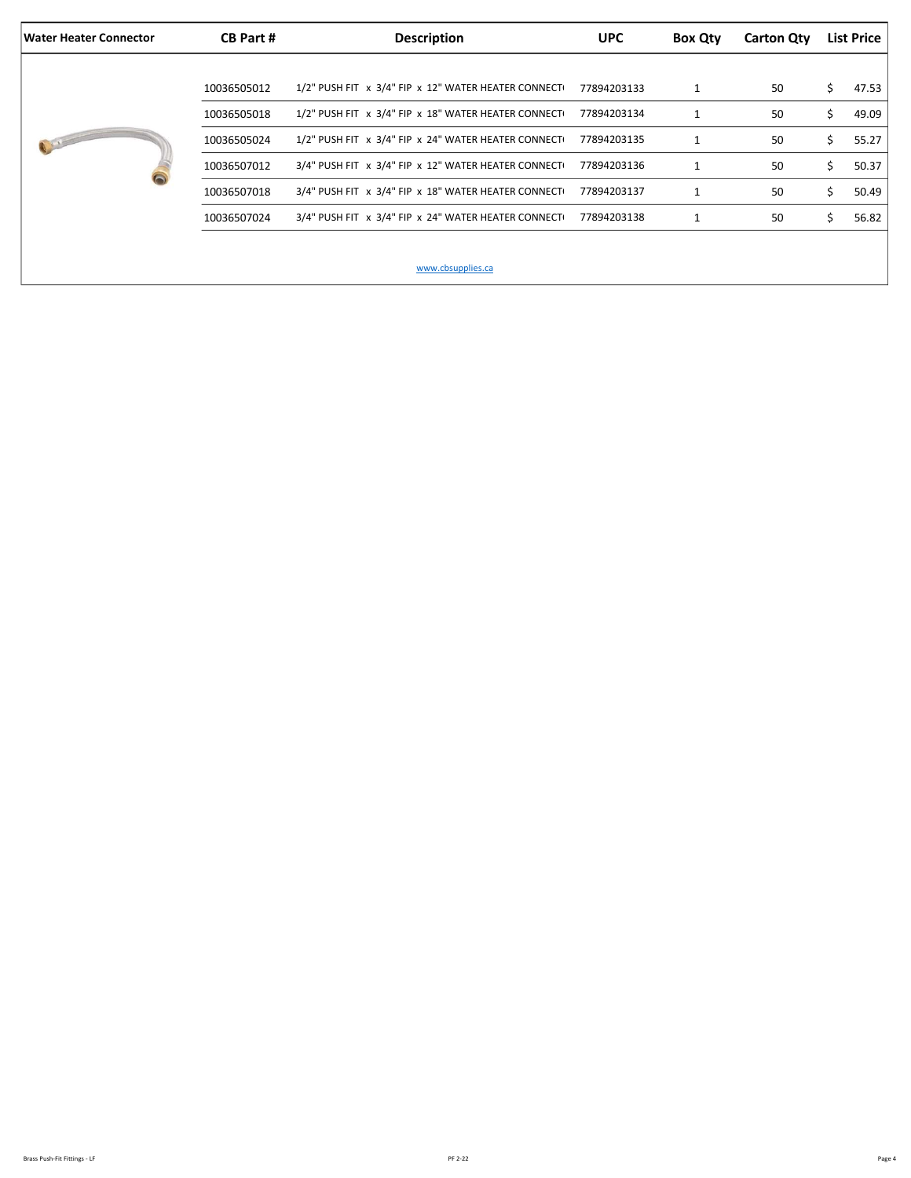| Water Heater Connector | CB Part # | Description | UPC | Box Qty | Carton Qty | List Price |
|---|---|---|---|---|---|---|
| | 10036505012 | 1/2" PUSH FIT x 3/4" FIP x 12" WATER HEATER CONNECT | 77894203133 | 1 | 50 | $ 47.53 |
| | 10036505018 | 1/2" PUSH FIT x 3/4" FIP x 18" WATER HEATER CONNECT | 77894203134 | 1 | 50 | $ 49.09 |
| | 10036505024 | 1/2" PUSH FIT x 3/4" FIP x 24" WATER HEATER CONNECT | 77894203135 | 1 | 50 | $ 55.27 |
| | 10036507012 | 3/4" PUSH FIT x 3/4" FIP x 12" WATER HEATER CONNECT | 77894203136 | 1 | 50 | $ 50.37 |
| | 10036507018 | 3/4" PUSH FIT x 3/4" FIP x 18" WATER HEATER CONNECT | 77894203137 | 1 | 50 | $ 50.49 |
| | 10036507024 | 3/4" PUSH FIT x 3/4" FIP x 24" WATER HEATER CONNECT | 77894203138 | 1 | 50 | $ 56.82 |

www.cbsupplies.ca